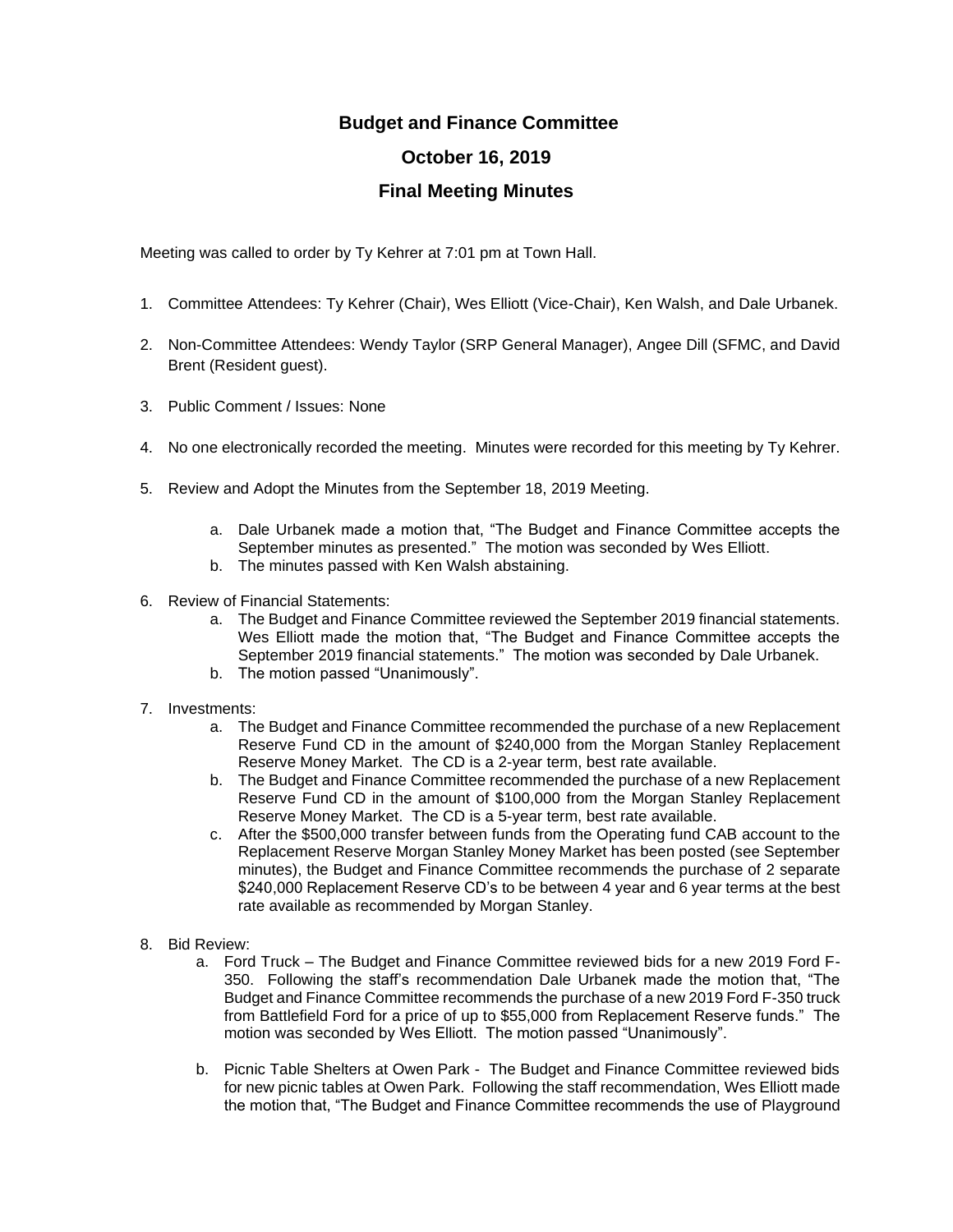# Budget and Finance Committee

## October 16, 2019

## Final Meeting Minutes

Meeting was called to order by Ty Kehrer at 7:01 pm at Town Hall.

1. Committee Attendees: Ty Kehrer (Chair), Wes Elliott (Vice-Chair), Ken Walsh, and Dale Urbanek.

2. Non-Committee Attendees: Wendy Taylor (SRP General Manager), Angee Dill (SFMC, and David Brent (Resident guest).

3. Public Comment / Issues: None

4. No one electronically recorded the meeting. Minutes were recorded for this meeting by Ty Kehrer.

5. Review and Adopt the Minutes from the September 18, 2019 Meeting.

    a. Dale Urbanek made a motion that, "The Budget and Finance Committee accepts the September minutes as presented." The motion was seconded by Wes Elliott.
    b. The minutes passed with Ken Walsh abstaining.

6. Review of Financial Statements:
    a. The Budget and Finance Committee reviewed the September 2019 financial statements. Wes Elliott made the motion that, "The Budget and Finance Committee accepts the September 2019 financial statements." The motion was seconded by Dale Urbanek.
    b. The motion passed "Unanimously".

7. Investments:
    a. The Budget and Finance Committee recommended the purchase of a new Replacement Reserve Fund CD in the amount of $240,000 from the Morgan Stanley Replacement Reserve Money Market. The CD is a 2-year term, best rate available.
    b. The Budget and Finance Committee recommended the purchase of a new Replacement Reserve Fund CD in the amount of $100,000 from the Morgan Stanley Replacement Reserve Money Market. The CD is a 5-year term, best rate available.
    c. After the $500,000 transfer between funds from the Operating fund CAB account to the Replacement Reserve Morgan Stanley Money Market has been posted (see September minutes), the Budget and Finance Committee recommends the purchase of 2 separate $240,000 Replacement Reserve CD's to be between 4 year and 6 year terms at the best rate available as recommended by Morgan Stanley.

8. Bid Review:
    a. Ford Truck – The Budget and Finance Committee reviewed bids for a new 2019 Ford F-350. Following the staff's recommendation Dale Urbanek made the motion that, "The Budget and Finance Committee recommends the purchase of a new 2019 Ford F-350 truck from Battlefield Ford for a price of up to $55,000 from Replacement Reserve funds." The motion was seconded by Wes Elliott. The motion passed "Unanimously".

    b. Picnic Table Shelters at Owen Park - The Budget and Finance Committee reviewed bids for new picnic tables at Owen Park. Following the staff recommendation, Wes Elliott made the motion that, "The Budget and Finance Committee recommends the use of Playground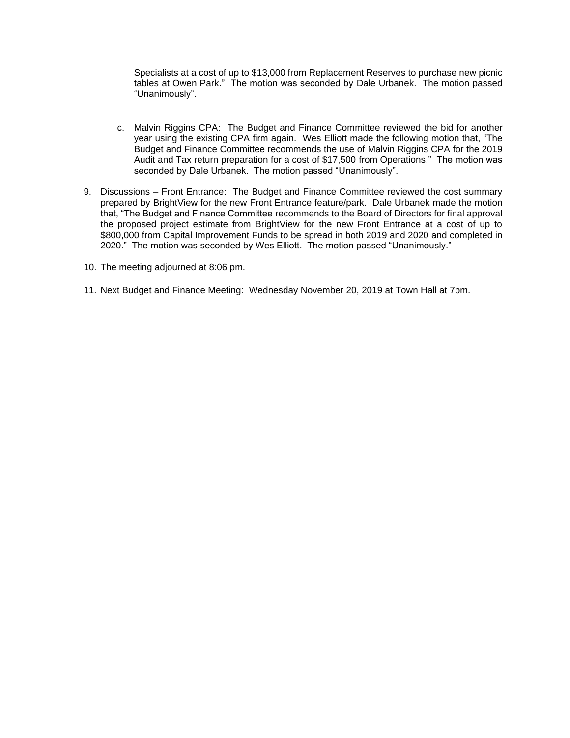Specialists at a cost of up to $13,000 from Replacement Reserves to purchase new picnic tables at Owen Park." The motion was seconded by Dale Urbanek. The motion passed "Unanimously".

c. Malvin Riggins CPA: The Budget and Finance Committee reviewed the bid for another year using the existing CPA firm again. Wes Elliott made the following motion that, "The Budget and Finance Committee recommends the use of Malvin Riggins CPA for the 2019 Audit and Tax return preparation for a cost of $17,500 from Operations." The motion was seconded by Dale Urbanek. The motion passed "Unanimously".

9. Discussions – Front Entrance: The Budget and Finance Committee reviewed the cost summary prepared by BrightView for the new Front Entrance feature/park. Dale Urbanek made the motion that, "The Budget and Finance Committee recommends to the Board of Directors for final approval the proposed project estimate from BrightView for the new Front Entrance at a cost of up to $800,000 from Capital Improvement Funds to be spread in both 2019 and 2020 and completed in 2020." The motion was seconded by Wes Elliott. The motion passed "Unanimously."

10. The meeting adjourned at 8:06 pm.

11. Next Budget and Finance Meeting: Wednesday November 20, 2019 at Town Hall at 7pm.